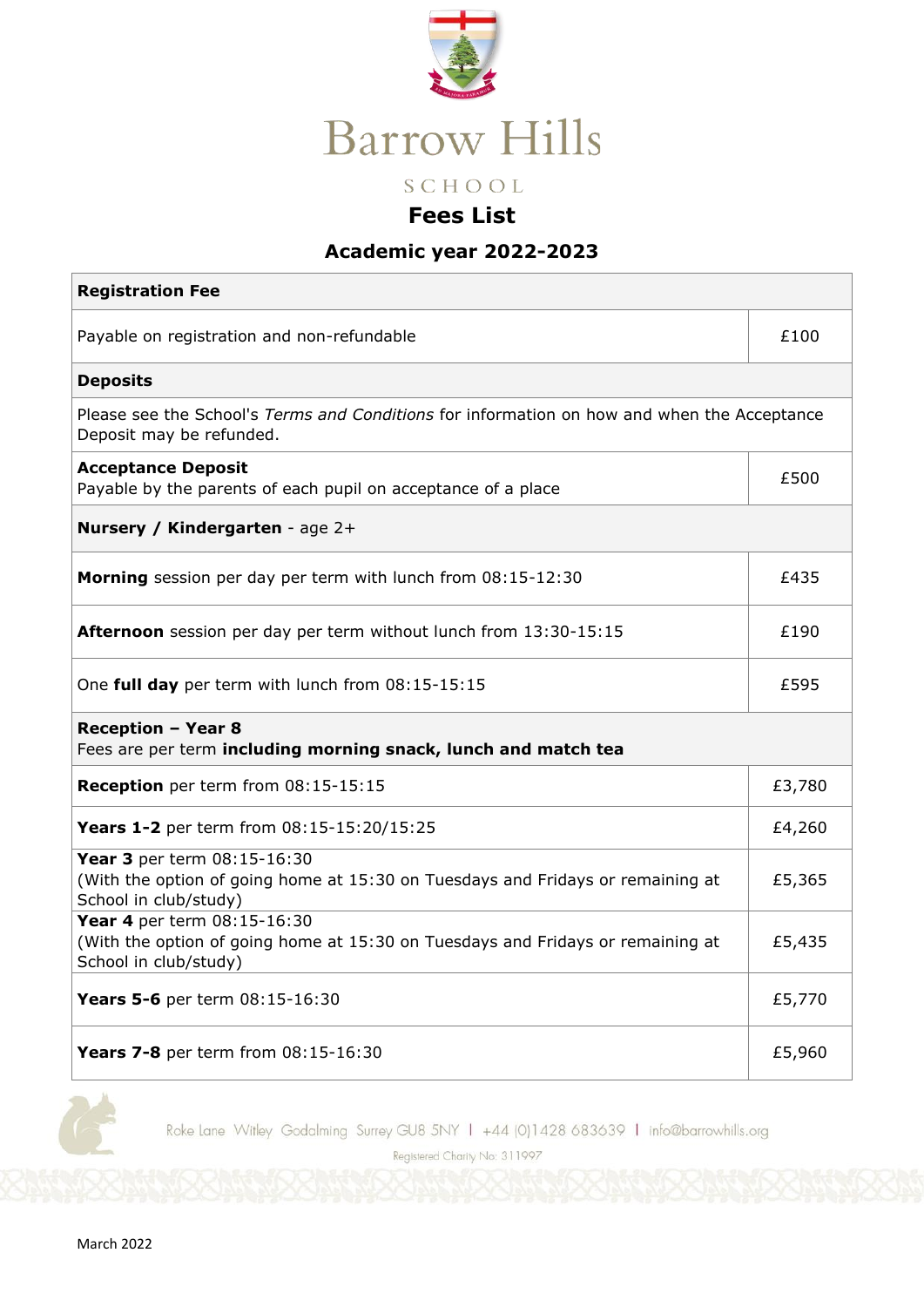# Barrow Hills

SCHOOL

## Fees List

### Academic year 2022-2023

| **Registration Fee** | |
|---|---|
| Payable on registration and non-refundable | £100 |
| **Deposits** | |
| Please see the School's *Terms and Conditions* for information on how and when the Acceptance Deposit may be refunded. | |
| **Acceptance Deposit** Payable by the parents of each pupil on acceptance of a place | £500 |
| **Nursery / Kindergarten** - age 2+ | |
| **Morning** session per day per term with lunch from 08:15-12:30 | £435 |
| **Afternoon** session per day per term without lunch from 13:30-15:15 | £190 |
| One **full day** per term with lunch from 08:15-15:15 | £595 |
| **Reception – Year 8** Fees are per term **including morning snack, lunch and match tea** | |
| **Reception** per term from 08:15-15:15 | £3,780 |
| **Years 1-2** per term from 08:15-15:20/15:25 | £4,260 |
| **Year 3** per term 08:15-16:30 (With the option of going home at 15:30 on Tuesdays and Fridays or remaining at School in club/study) | £5,365 |
| **Year 4** per term 08:15-16:30 (With the option of going home at 15:30 on Tuesdays and Fridays or remaining at School in club/study) | £5,435 |
| **Years 5-6** per term 08:15-16:30 | £5,770 |
| **Years 7-8** per term from 08:15-16:30 | £5,960 |

Roke Lane Witley Godalming Surrey GU8 5NY | +44 (0)1428 683639 | info@barrowhills.org

Registered Charity No: 311997

March 2022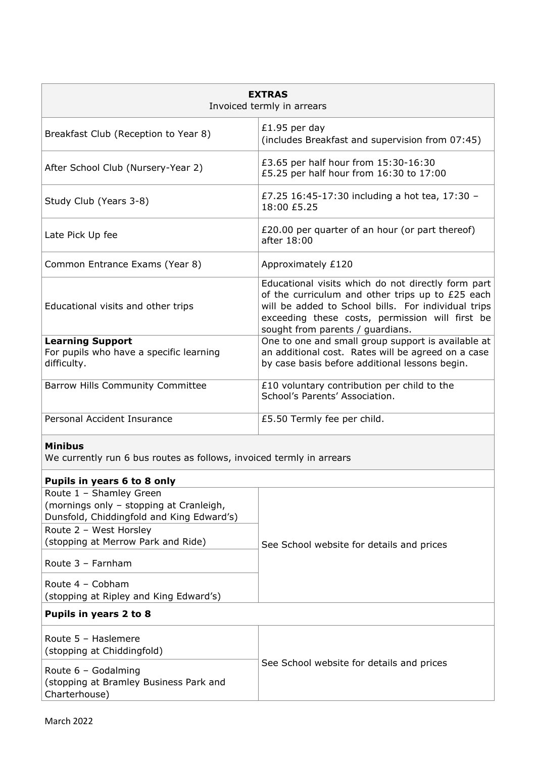| **EXTRAS**<br>Invoiced termly in arrears | |
|---|---|
| Breakfast Club (Reception to Year 8) | £1.95 per day<br>(includes Breakfast and supervision from 07:45) |
| After School Club (Nursery-Year 2) | £3.65 per half hour from 15:30-16:30<br>£5.25 per half hour from 16:30 to 17:00 |
| Study Club (Years 3-8) | £7.25 16:45-17:30 including a hot tea, 17:30 – 18:00 £5.25 |
| Late Pick Up fee | £20.00 per quarter of an hour (or part thereof) after 18:00 |
| Common Entrance Exams (Year 8) | Approximately £120 |
| Educational visits and other trips | Educational visits which do not directly form part of the curriculum and other trips up to £25 each will be added to School bills. For individual trips exceeding these costs, permission will first be sought from parents / guardians. |
| **Learning Support**<br>For pupils who have a specific learning difficulty. | One to one and small group support is available at an additional cost. Rates will be agreed on a case by case basis before additional lessons begin. |
| Barrow Hills Community Committee | £10 voluntary contribution per child to the School's Parents' Association. |
| Personal Accident Insurance | £5.50 Termly fee per child. |
| **Minibus**<br>We currently run 6 bus routes as follows, invoiced termly in arrears | |
| **Pupils in years 6 to 8 only** | |
| Route 1 – Shamley Green<br>(mornings only – stopping at Cranleigh, Dunsfold, Chiddingfold and King Edward's) | See School website for details and prices |
| Route 2 – West Horsley<br>(stopping at Merrow Park and Ride) | |
| Route 3 – Farnham | |
| Route 4 – Cobham<br>(stopping at Ripley and King Edward's) | |
| **Pupils in years 2 to 8** | |
| Route 5 – Haslemere<br>(stopping at Chiddingfold) | See School website for details and prices |
| Route 6 – Godalming<br>(stopping at Bramley Business Park and Charterhouse) | |

March 2022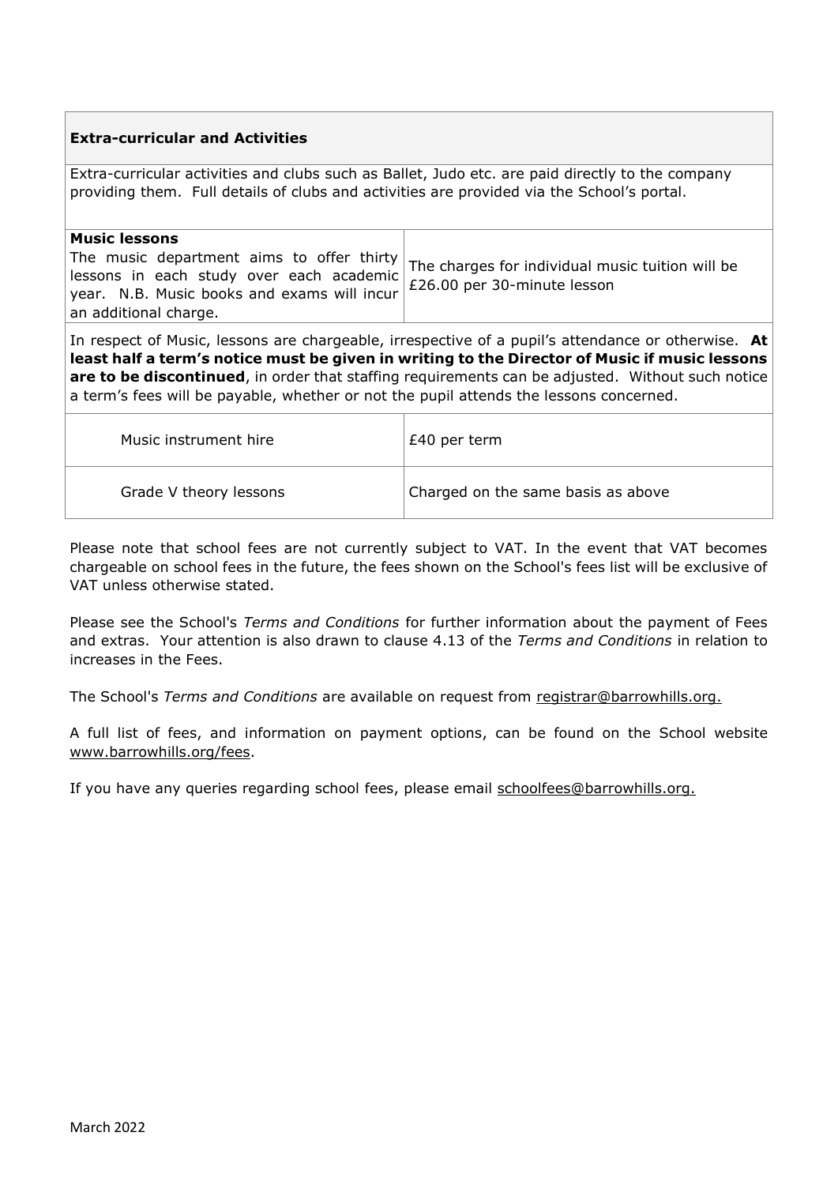| **Extra-curricular and Activities** | |
| --- | --- |
| Extra-curricular activities and clubs such as Ballet, Judo etc. are paid directly to the company providing them. Full details of clubs and activities are provided via the School's portal. | |
| **Music lessons**<br>The music department aims to offer thirty lessons in each study over each academic year. N.B. Music books and exams will incur an additional charge. | The charges for individual music tuition will be £26.00 per 30-minute lesson |
| In respect of Music, lessons are chargeable, irrespective of a pupil's attendance or otherwise. **At least half a term's notice must be given in writing to the Director of Music if music lessons are to be discontinued**, in order that staffing requirements can be adjusted. Without such notice a term's fees will be payable, whether or not the pupil attends the lessons concerned. | |
| Music instrument hire | £40 per term |
| Grade V theory lessons | Charged on the same basis as above |

Please note that school fees are not currently subject to VAT. In the event that VAT becomes chargeable on school fees in the future, the fees shown on the School's fees list will be exclusive of VAT unless otherwise stated.

Please see the School's *Terms and Conditions* for further information about the payment of Fees and extras. Your attention is also drawn to clause 4.13 of the *Terms and Conditions* in relation to increases in the Fees.

The School's *Terms and Conditions* are available on request from registrar@barrowhills.org.

A full list of fees, and information on payment options, can be found on the School website www.barrowhills.org/fees.

If you have any queries regarding school fees, please email schoolfees@barrowhills.org.

March 2022